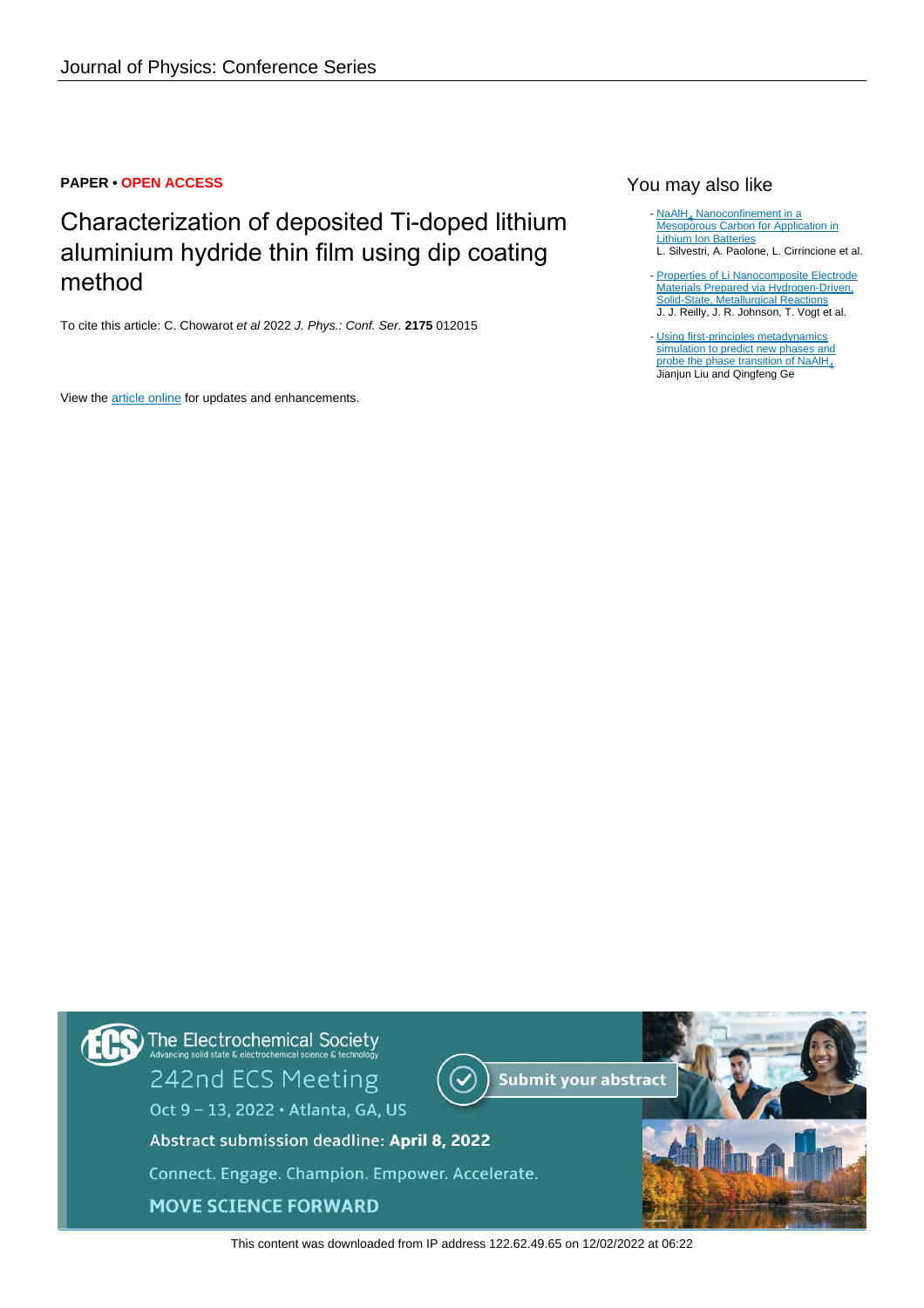**PAPER • OPEN ACCESS**

# Characterization of deposited Ti-doped lithium aluminium hydride thin film using dip coating method

To cite this article: C. Chowarot *et al* 2022 *J. Phys.: Conf. Ser.* **2175** 012015

View the article online for updates and enhancements.

## You may also like

- $NaAlH_4$ Nanoconfinement in a Mesoporous Carbon for Application in Lithium Ion Batteries
  L. Silvestri, A. Paolone, L. Cirrincione et al.

- Properties of Li Nanocomposite Electrode Materials Prepared via Hydrogen-Driven, Solid-State, Metallurgical Reactions
  J. J. Reilly, J. R. Johnson, T. Vogt et al.

- Using first-principles metadynamics simulation to predict new phases and probe the phase transition of $NaAlH_4$
  Jianjun Liu and Qingfeng Ge

The Electrochemical Society
Advancing solid state & electrochemical science & technology

242nd ECS Meeting
Oct 9 – 13, 2022 • Atlanta, GA, US

Submit your abstract

Abstract submission deadline: **April 8, 2022**

Connect. Engage. Champion. Empower. Accelerate.

MOVE SCIENCE FORWARD

This content was downloaded from IP address 122.62.49.65 on 12/02/2022 at 06:22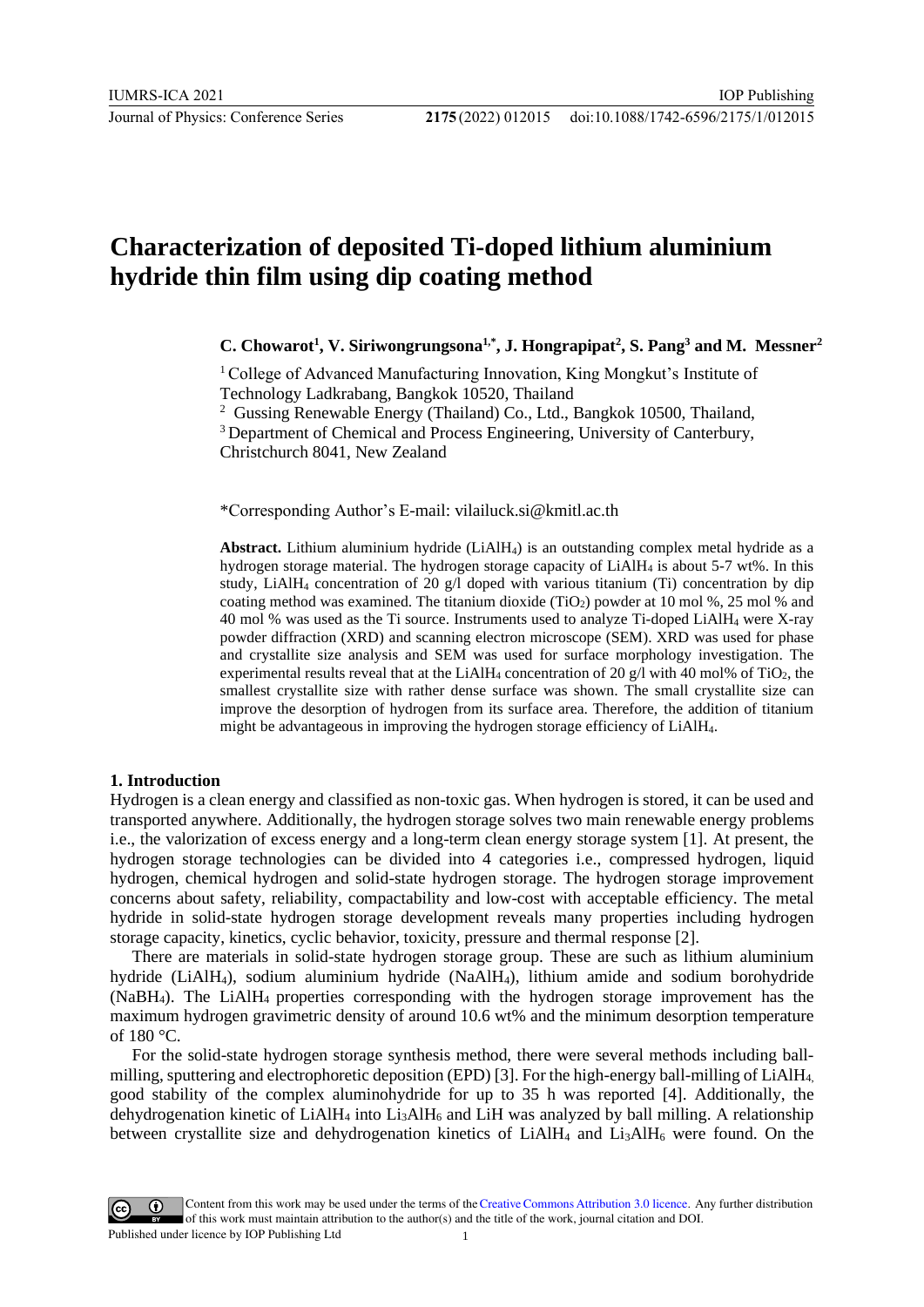# Characterization of deposited Ti-doped lithium aluminium hydride thin film using dip coating method

**C. Chowarot[1], V. Siriwongrungsona[1,*], J. Hongrapipat[2], S. Pang[3] and M. Messner[2]**

[1] College of Advanced Manufacturing Innovation, King Mongkut's Institute of Technology Ladkrabang, Bangkok 10520, Thailand

[2] Gussing Renewable Energy (Thailand) Co., Ltd., Bangkok 10500, Thailand,

[3] Department of Chemical and Process Engineering, University of Canterbury, Christchurch 8041, New Zealand

*Corresponding Author's E-mail: vilailuck.si@kmitl.ac.th

**Abstract.** Lithium aluminium hydride ($LiAlH_4$) is an outstanding complex metal hydride as a hydrogen storage material. The hydrogen storage capacity of $LiAlH_4$ is about 5-7 wt%. In this study, $LiAlH_4$ concentration of 20 g/l doped with various titanium (Ti) concentration by dip coating method was examined. The titanium dioxide ($TiO_2$) powder at 10 mol %, 25 mol % and 40 mol % was used as the Ti source. Instruments used to analyze Ti-doped $LiAlH_4$ were X-ray powder diffraction (XRD) and scanning electron microscope (SEM). XRD was used for phase and crystallite size analysis and SEM was used for surface morphology investigation. The experimental results reveal that at the $LiAlH_4$ concentration of 20 g/l with 40 mol% of $TiO_2$, the smallest crystallite size with rather dense surface was shown. The small crystallite size can improve the desorption of hydrogen from its surface area. Therefore, the addition of titanium might be advantageous in improving the hydrogen storage efficiency of $LiAlH_4$.

## 1. Introduction

Hydrogen is a clean energy and classified as non-toxic gas. When hydrogen is stored, it can be used and transported anywhere. Additionally, the hydrogen storage solves two main renewable energy problems i.e., the valorization of excess energy and a long-term clean energy storage system [1]. At present, the hydrogen storage technologies can be divided into 4 categories i.e., compressed hydrogen, liquid hydrogen, chemical hydrogen and solid-state hydrogen storage. The hydrogen storage improvement concerns about safety, reliability, compactability and low-cost with acceptable efficiency. The metal hydride in solid-state hydrogen storage development reveals many properties including hydrogen storage capacity, kinetics, cyclic behavior, toxicity, pressure and thermal response [2].

There are materials in solid-state hydrogen storage group. These are such as lithium aluminium hydride ($LiAlH_4$), sodium aluminium hydride ($NaAlH_4$), lithium amide and sodium borohydride ($NaBH_4$). The $LiAlH_4$ properties corresponding with the hydrogen storage improvement has the maximum hydrogen gravimetric density of around 10.6 wt% and the minimum desorption temperature of 180 °C.

For the solid-state hydrogen storage synthesis method, there were several methods including ball-milling, sputtering and electrophoretic deposition (EPD) [3]. For the high-energy ball-milling of $LiAlH_4$, good stability of the complex aluminohydride for up to 35 h was reported [4]. Additionally, the dehydrogenation kinetic of $LiAlH_4$ into $Li_3AlH_6$ and LiH was analyzed by ball milling. A relationship between crystallite size and dehydrogenation kinetics of $LiAlH_4$ and $Li_3AlH_6$ were found. On the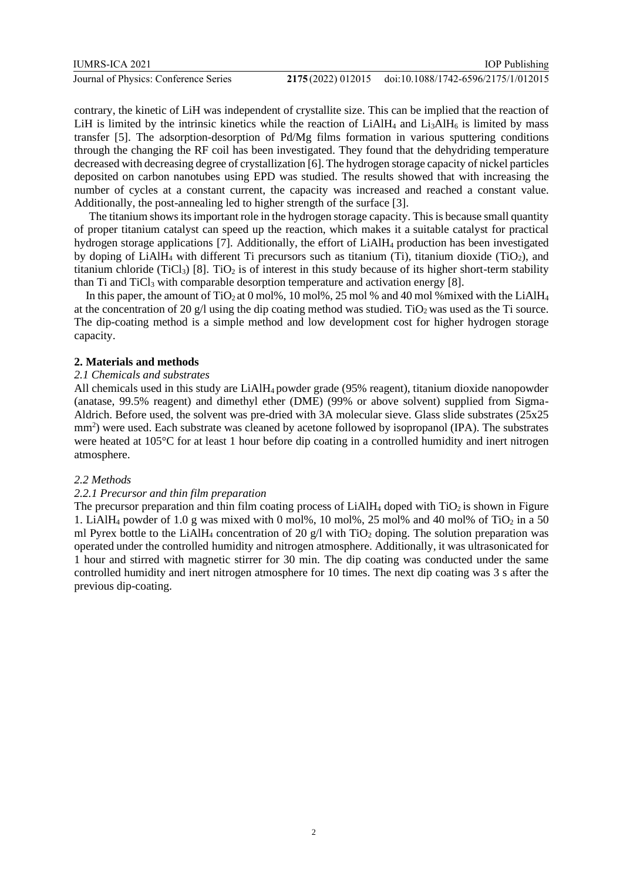contrary, the kinetic of LiH was independent of crystallite size. This can be implied that the reaction of LiH is limited by the intrinsic kinetics while the reaction of $LiAlH_4$ and $Li_3AlH_6$ is limited by mass transfer [5]. The adsorption-desorption of Pd/Mg films formation in various sputtering conditions through the changing the RF coil has been investigated. They found that the dehydriding temperature decreased with decreasing degree of crystallization [6]. The hydrogen storage capacity of nickel particles deposited on carbon nanotubes using EPD was studied. The results showed that with increasing the number of cycles at a constant current, the capacity was increased and reached a constant value. Additionally, the post-annealing led to higher strength of the surface [3].

The titanium shows its important role in the hydrogen storage capacity. This is because small quantity of proper titanium catalyst can speed up the reaction, which makes it a suitable catalyst for practical hydrogen storage applications [7]. Additionally, the effort of $LiAlH_4$ production has been investigated by doping of $LiAlH_4$ with different Ti precursors such as titanium (Ti), titanium dioxide ($TiO_2$), and titanium chloride ($TiCl_3$) [8]. $TiO_2$ is of interest in this study because of its higher short-term stability than Ti and $TiCl_3$ with comparable desorption temperature and activation energy [8].

In this paper, the amount of $TiO_2$ at 0 mol%, 10 mol%, 25 mol % and 40 mol %mixed with the $LiAlH_4$ at the concentration of 20 g/l using the dip coating method was studied. $TiO_2$ was used as the Ti source. The dip-coating method is a simple method and low development cost for higher hydrogen storage capacity.

## 2. Materials and methods

### *2.1 Chemicals and substrates*

All chemicals used in this study are $LiAlH_4$ powder grade (95% reagent), titanium dioxide nanopowder (anatase, 99.5% reagent) and dimethyl ether (DME) (99% or above solvent) supplied from Sigma-Aldrich. Before used, the solvent was pre-dried with 3A molecular sieve. Glass slide substrates (25x25 $mm^2$) were used. Each substrate was cleaned by acetone followed by isopropanol (IPA). The substrates were heated at 105°C for at least 1 hour before dip coating in a controlled humidity and inert nitrogen atmosphere.

### *2.2 Methods*

#### *2.2.1 Precursor and thin film preparation*

The precursor preparation and thin film coating process of $LiAlH_4$ doped with $TiO_2$ is shown in Figure 1. $LiAlH_4$ powder of 1.0 g was mixed with 0 mol%, 10 mol%, 25 mol% and 40 mol% of $TiO_2$ in a 50 ml Pyrex bottle to the $LiAlH_4$ concentration of 20 g/l with $TiO_2$ doping. The solution preparation was operated under the controlled humidity and nitrogen atmosphere. Additionally, it was ultrasonicated for 1 hour and stirred with magnetic stirrer for 30 min. The dip coating was conducted under the same controlled humidity and inert nitrogen atmosphere for 10 times. The next dip coating was 3 s after the previous dip-coating.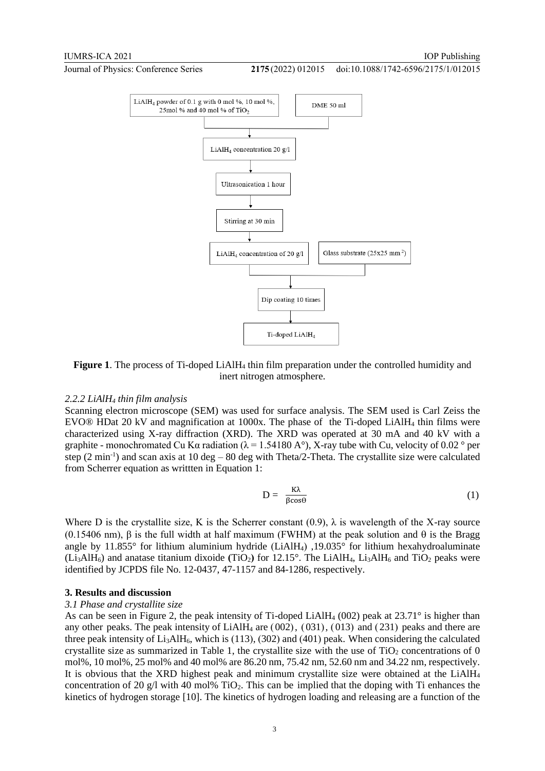LiAlH$_4$ powder of 0.1 g with 0 mol %, 10 mol %, 25mol % and 40 mol % of TiO$_2$ | DME 50 ml

↓

LiAlH$_4$ concentration 20 g/l

↓

Ultrasonication 1 hour

↓

Stirring at 30 min

↓

LiAlH$_4$ concentration of 20 g/l | Glass substrate (25x25 mm$^2$)

↓

Dip coating 10 times

↓

Ti-doped LiAlH$_4$

**Figure 1**. The process of Ti-doped LiAlH$_4$ thin film preparation under the controlled humidity and inert nitrogen atmosphere.

*2.2.2 LiAlH$_4$ thin film analysis*

Scanning electron microscope (SEM) was used for surface analysis. The SEM used is Carl Zeiss the EVO® HDat 20 kV and magnification at 1000x. The phase of the Ti-doped LiAlH$_4$ thin films were characterized using X-ray diffraction (XRD). The XRD was operated at 30 mA and 40 kV with a graphite - monochromated Cu Kα radiation ($\lambda$ = 1.54180 A°), X-ray tube with Cu, velocity of 0.02 ° per step (2 min$^{-1}$) and scan axis at 10 deg – 80 deg with Theta/2-Theta. The crystallite size were calculated from Scherrer equation as writtten in Equation 1:

$$D = \frac{K\lambda}{\beta\cos\theta} \tag{1}$$

Where D is the crystallite size, K is the Scherrer constant (0.9), $\lambda$ is wavelength of the X-ray source (0.15406 nm), $\beta$ is the full width at half maximum (FWHM) at the peak solution and $\theta$ is the Bragg angle by 11.855° for lithium aluminium hydride (LiAlH$_4$) ,19.035° for lithium hexahydroaluminate (Li$_3$AlH$_6$) and anatase titanium dixoide **(**TiO$_2$**)** for 12.15°. The LiAlH$_4$, Li$_3$AlH$_6$ and TiO$_2$ peaks were identified by JCPDS file No. 12-0437, 47-1157 and 84-1286, respectively.

## 3. Results and discussion

*3.1 Phase and crystallite size*

As can be seen in Figure 2, the peak intensity of Ti-doped LiAlH$_4$ (002) peak at 23.71° is higher than any other peaks. The peak intensity of LiAlH$_4$ are (002), (031), (013) and (231) peaks and there are three peak intensity of Li$_3$AlH$_6$, which is (113), (302) and (401) peak. When considering the calculated crystallite size as summarized in Table 1, the crystallite size with the use of TiO$_2$ concentrations of 0 mol%, 10 mol%, 25 mol% and 40 mol% are 86.20 nm, 75.42 nm, 52.60 nm and 34.22 nm, respectively. It is obvious that the XRD highest peak and minimum crystallite size were obtained at the LiAlH$_4$ concentration of 20 g/l with 40 mol% TiO$_2$. This can be implied that the doping with Ti enhances the kinetics of hydrogen storage [10]. The kinetics of hydrogen loading and releasing are a function of the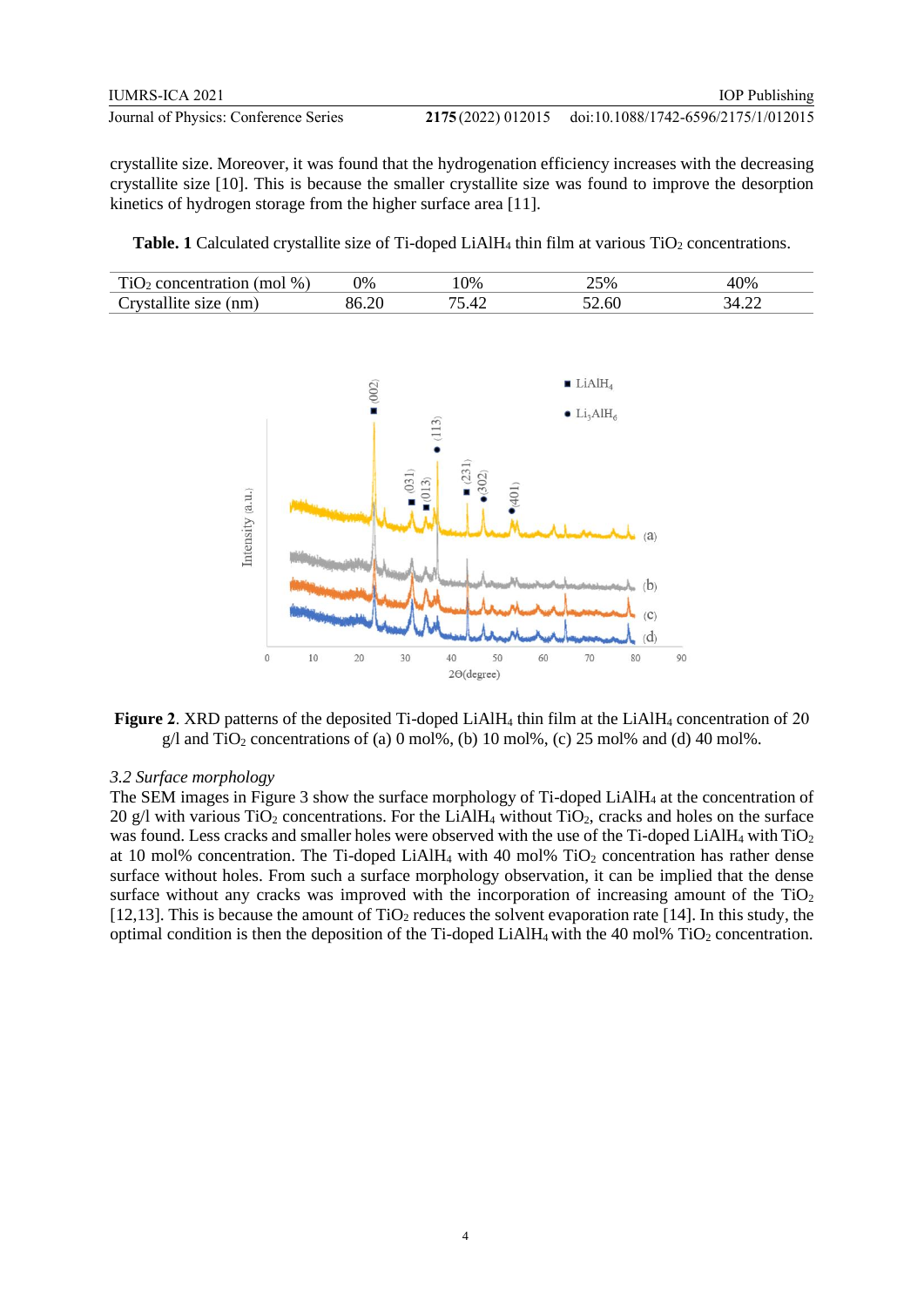crystallite size. Moreover, it was found that the hydrogenation efficiency increases with the decreasing crystallite size [10]. This is because the smaller crystallite size was found to improve the desorption kinetics of hydrogen storage from the higher surface area [11].

**Table. 1** Calculated crystallite size of Ti-doped $LiAlH_4$ thin film at various $TiO_2$ concentrations.

| $TiO_2$ concentration (mol %) | 0% | 10% | 25% | 40% |
|---|---|---|---|---|
| Crystallite size (nm) | 86.20 | 75.42 | 52.60 | 34.22 |

**Figure 2**. XRD patterns of the deposited Ti-doped $LiAlH_4$ thin film at the $LiAlH_4$ concentration of 20 g/l and $TiO_2$ concentrations of (a) 0 mol%, (b) 10 mol%, (c) 25 mol% and (d) 40 mol%.

### *3.2 Surface morphology*

The SEM images in Figure 3 show the surface morphology of Ti-doped $LiAlH_4$ at the concentration of 20 g/l with various $TiO_2$ concentrations. For the $LiAlH_4$ without $TiO_2$, cracks and holes on the surface was found. Less cracks and smaller holes were observed with the use of the Ti-doped $LiAlH_4$ with $TiO_2$ at 10 mol% concentration. The Ti-doped $LiAlH_4$ with 40 mol% $TiO_2$ concentration has rather dense surface without holes. From such a surface morphology observation, it can be implied that the dense surface without any cracks was improved with the incorporation of increasing amount of the $TiO_2$ [12,13]. This is because the amount of $TiO_2$ reduces the solvent evaporation rate [14]. In this study, the optimal condition is then the deposition of the Ti-doped $LiAlH_4$ with the 40 mol% $TiO_2$ concentration.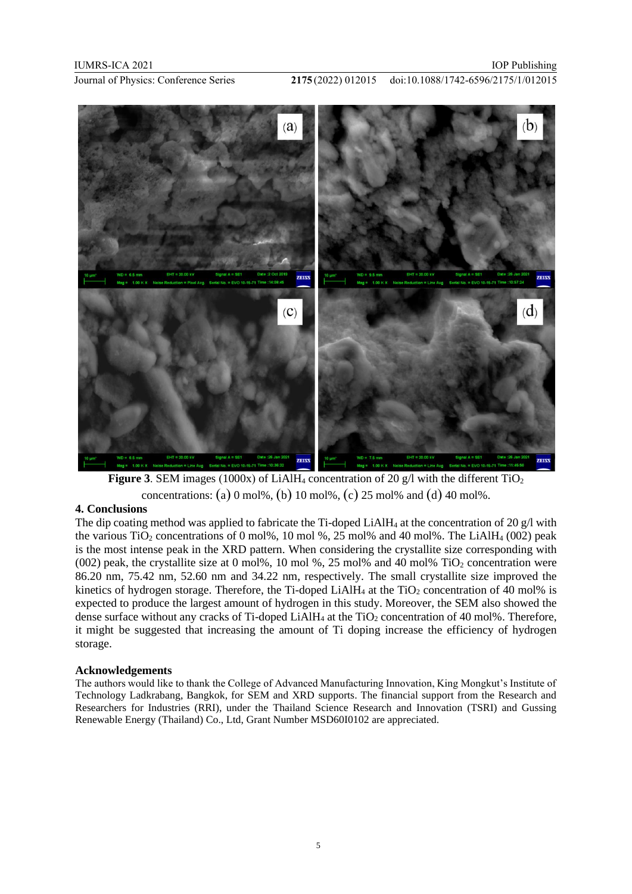**Figure 3**. SEM images (1000x) of $LiAlH_4$ concentration of 20 g/l with the different $TiO_2$ concentrations: (a) 0 mol%, (b) 10 mol%, (c) 25 mol% and (d) 40 mol%.

## 4. Conclusions

The dip coating method was applied to fabricate the Ti-doped $LiAlH_4$ at the concentration of 20 g/l with the various $TiO_2$ concentrations of 0 mol%, 10 mol %, 25 mol% and 40 mol%. The $LiAlH_4$ (002) peak is the most intense peak in the XRD pattern. When considering the crystallite size corresponding with (002) peak, the crystallite size at 0 mol%, 10 mol %, 25 mol% and 40 mol% $TiO_2$ concentration were 86.20 nm, 75.42 nm, 52.60 nm and 34.22 nm, respectively. The small crystallite size improved the kinetics of hydrogen storage. Therefore, the Ti-doped $LiAlH_4$ at the $TiO_2$ concentration of 40 mol% is expected to produce the largest amount of hydrogen in this study. Moreover, the SEM also showed the dense surface without any cracks of Ti-doped $LiAlH_4$ at the $TiO_2$ concentration of 40 mol%. Therefore, it might be suggested that increasing the amount of Ti doping increase the efficiency of hydrogen storage.

## Acknowledgements

The authors would like to thank the College of Advanced Manufacturing Innovation, King Mongkut's Institute of Technology Ladkrabang, Bangkok, for SEM and XRD supports. The financial support from the Research and Researchers for Industries (RRI), under the Thailand Science Research and Innovation (TSRI) and Gussing Renewable Energy (Thailand) Co., Ltd, Grant Number MSD60I0102 are appreciated.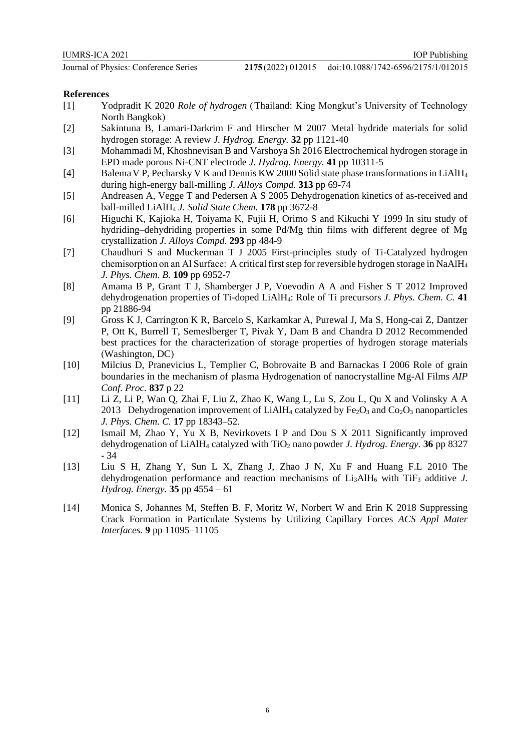**References**

[1] Yodpradit K 2020 *Role of hydrogen* (Thailand: King Mongkut's University of Technology North Bangkok)

[2] Sakintuna B, Lamari-Darkrim F and Hirscher M 2007 Metal hydride materials for solid hydrogen storage: A review *J. Hydrog. Energy.* **32** pp 1121-40

[3] Mohammadi M, Khoshnevisan B and Varshoya Sh 2016 Electrochemical hydrogen storage in EPD made porous Ni-CNT electrode *J. Hydrog. Energy.* **41** pp 10311-5

[4] Balema V P, Pecharsky V K and Dennis KW 2000 Solid state phase transformations in $LiAlH_4$ during high-energy ball-milling *J. Alloys Compd.* **313** pp 69-74

[5] Andreasen A, Vegge T and Pedersen A S 2005 Dehydrogenation kinetics of as-received and ball-milled $LiAlH_4$ *J. Solid State Chem.* **178** pp 3672-8

[6] Higuchi K, Kajioka H, Toiyama K, Fujii H, Orimo S and Kikuchi Y 1999 In situ study of hydriding–dehydriding properties in some Pd/Mg thin films with different degree of Mg crystallization *J. Alloys Compd.* **293** pp 484-9

[7] Chaudhuri S and Muckerman T J 2005 First-principles study of Ti-Catalyzed hydrogen chemisorption on an Al Surface: A critical first step for reversible hydrogen storage in $NaAlH_4$ *J. Phys. Chem. B.* **109** pp 6952-7

[8] Amama B P, Grant T J, Shamberger J P, Voevodin A A and Fisher S T 2012 Improved dehydrogenation properties of Ti-doped $LiAlH_4$: Role of Ti precursors *J. Phys. Chem. C.* **41** pp 21886-94

[9] Gross K J, Carrington K R, Barcelo S, Karkamkar A, Purewal J, Ma S, Hong-cai Z, Dantzer P, Ott K, Burrell T, Semeslberger T, Pivak Y, Dam B and Chandra D 2012 Recommended best practices for the characterization of storage properties of hydrogen storage materials (Washington, DC)

[10] Milcius D, Pranevicius L, Templier C, Bobrovaite B and Barnackas I 2006 Role of grain boundaries in the mechanism of plasma Hydrogenation of nanocrystalline Mg-Al Films *AIP Conf. Proc.* **837** p 22

[11] Li Z, Li P, Wan Q, Zhai F, Liu Z, Zhao K, Wang L, Lu S, Zou L, Qu X and Volinsky A A 2013 Dehydrogenation improvement of $LiAlH_4$ catalyzed by $Fe_2O_3$ and $Co_2O_3$ nanoparticles *J. Phys. Chem. C.* **17** pp 18343–52.

[12] Ismail M, Zhao Y, Yu X B, Nevirkovets I P and Dou S X 2011 Significantly improved dehydrogenation of $LiAlH_4$ catalyzed with $TiO_2$ nano powder *J. Hydrog. Energy.* **36** pp 8327 - 34

[13] Liu S H, Zhang Y, Sun L X, Zhang J, Zhao J N, Xu F and Huang F.L 2010 The dehydrogenation performance and reaction mechanisms of $Li_3AlH_6$ with $TiF_3$ additive *J. Hydrog. Energy.* **35** pp 4554 – 61

[14] Monica S, Johannes M, Steffen B. F, Moritz W, Norbert W and Erin K 2018 Suppressing Crack Formation in Particulate Systems by Utilizing Capillary Forces *ACS Appl Mater Interfaces.* **9** pp 11095–11105